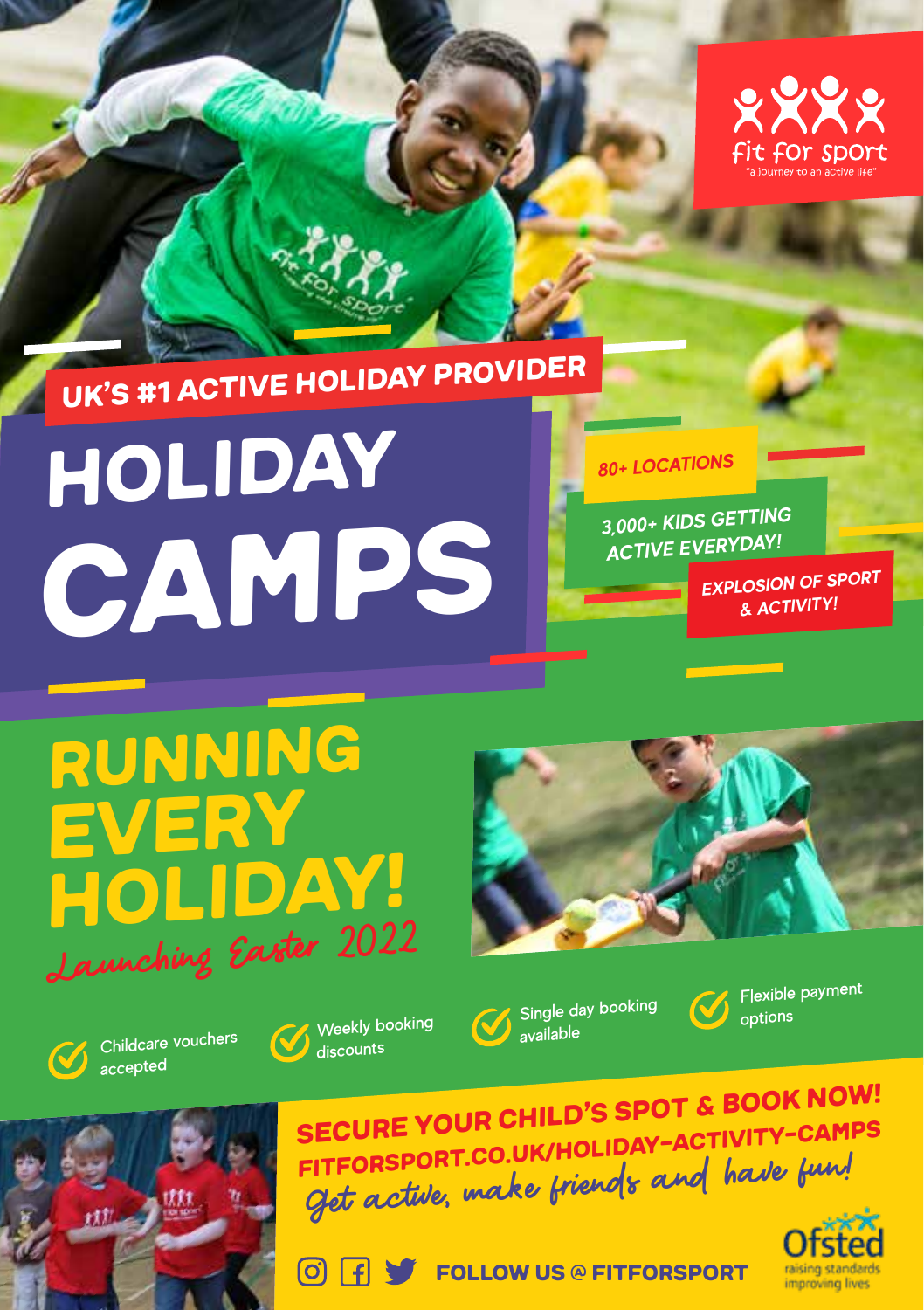fit for sport

"a journey to an active life"

**UK'S #1 ACTIVE HOLIDAY PROVIDER**

# HOLIDAY CAMPS

***80+ LOCATIONS***

***3,000+ KIDS GETTING ACTIVE EVERYDAY!***

***EXPLOSION OF SPORT & ACTIVITY!***

## RUNNING EVERY HOLIDAY!

*Launching Easter 2022*

- Childcare vouchers accepted
- Weekly booking discounts
- Single day booking available
- Flexible payment options

**SECURE YOUR CHILD'S SPOT & BOOK NOW!**

**FITFORSPORT.CO.UK/HOLIDAY-ACTIVITY-CAMPS**

*Get active, make friends and have fun!*

**FOLLOW US @ FITFORSPORT**

Ofsted raising standards improving lives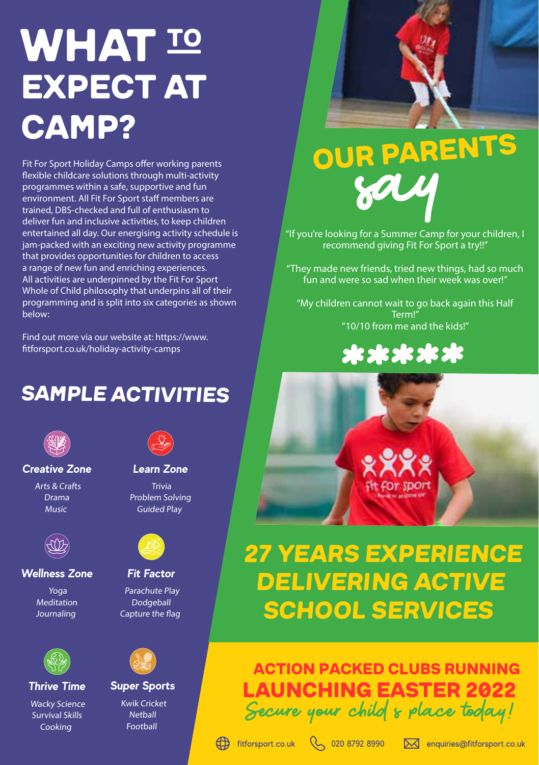# WHAT TO EXPECT AT CAMP?

Fit For Sport Holiday Camps offer working parents flexible childcare solutions through multi-activity programmes within a safe, supportive and fun environment. All Fit For Sport staff members are trained, DBS-checked and full of enthusiasm to deliver fun and inclusive activities, to keep children entertained all day. Our energising activity schedule is jam-packed with an exciting new activity programme that provides opportunities for children to access a range of new fun and enriching experiences. All activities are underpinned by the Fit For Sport Whole of Child philosophy that underpins all of their programming and is split into six categories as shown below:

Find out more via our website at: https://www.fitforsport.co.uk/holiday-activity-camps

## SAMPLE ACTIVITIES

### Creative Zone

*Arts & Crafts*
*Drama*
*Music*

### Learn Zone

*Trivia*
*Problem Solving*
*Guided Play*

### Wellness Zone

*Yoga*
*Meditation*
*Journaling*

### Fit Factor

*Parachute Play*
*Dodgeball*
*Capture the flag*

### Thrive Time

*Wacky Science*
*Survival Skills*
*Cooking*

### Super Sports

*Kwik Cricket*
*Netball*
*Football*

## OUR PARENTS say

"If you're looking for a Summer Camp for your children, I recommend giving Fit For Sport a try!!"

"They made new friends, tried new things, had so much fun and were so sad when their week was over!"

"My children cannot wait to go back again this Half Term!"

"10/10 from me and the kids!"

*****

## 27 YEARS EXPERIENCE DELIVERING ACTIVE SCHOOL SERVICES

**ACTION PACKED CLUBS RUNNING**

**LAUNCHING EASTER 2022**

*Secure your child's place today!*

fitforsport.co.uk 020 8792 8990 enquiries@fitforsport.co.uk